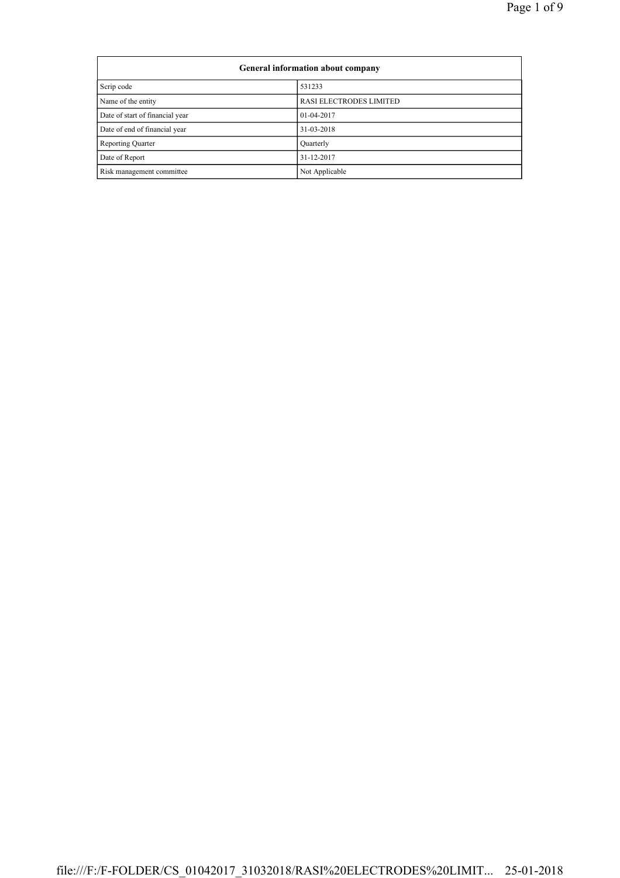| General information about company | |
|---|---|
| Scrip code | 531233 |
| Name of the entity | RASI ELECTRODES LIMITED |
| Date of start of financial year | 01-04-2017 |
| Date of end of financial year | 31-03-2018 |
| Reporting Quarter | Quarterly |
| Date of Report | 31-12-2017 |
| Risk management committee | Not Applicable |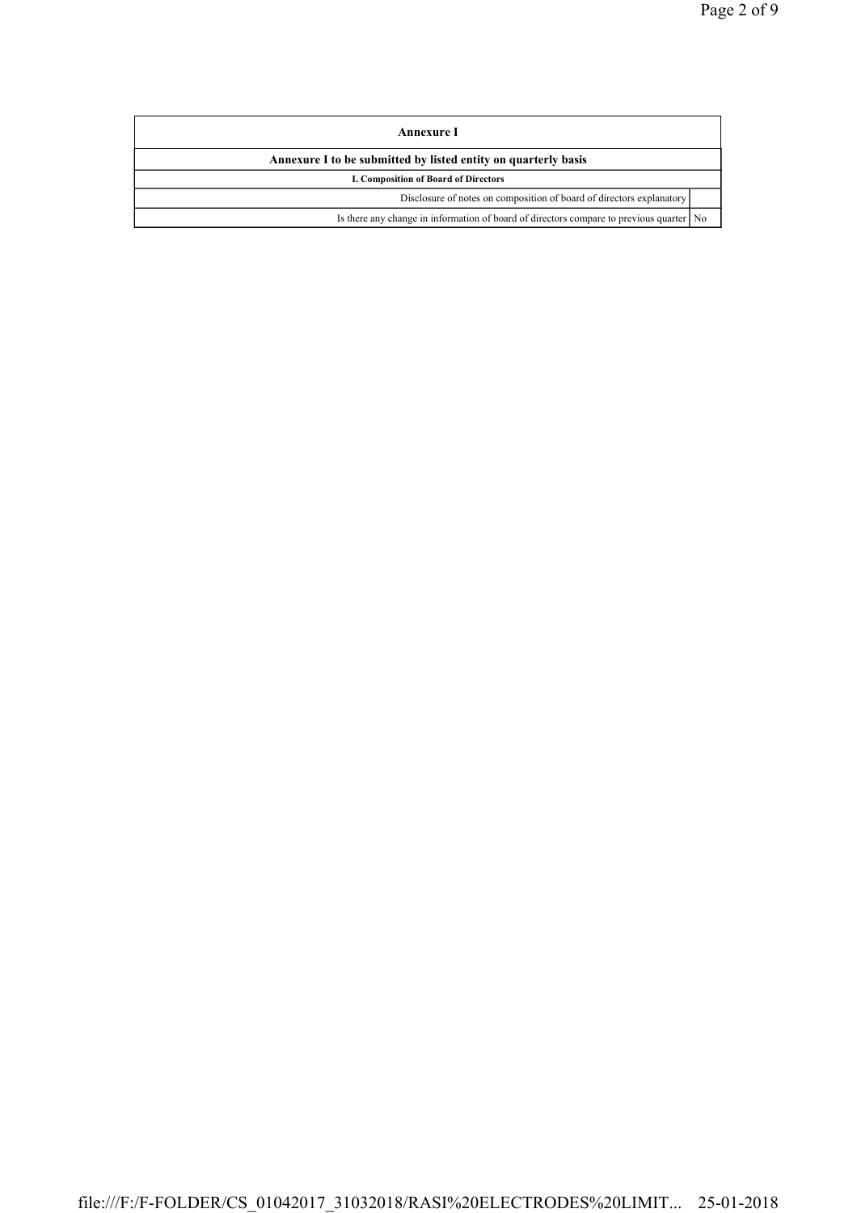| Annexure I | |
|---|---|
| Annexure I to be submitted by listed entity on quarterly basis | |
| I. Composition of Board of Directors | |
| Disclosure of notes on composition of board of directors explanatory | |
| Is there any change in information of board of directors compare to previous quarter | No |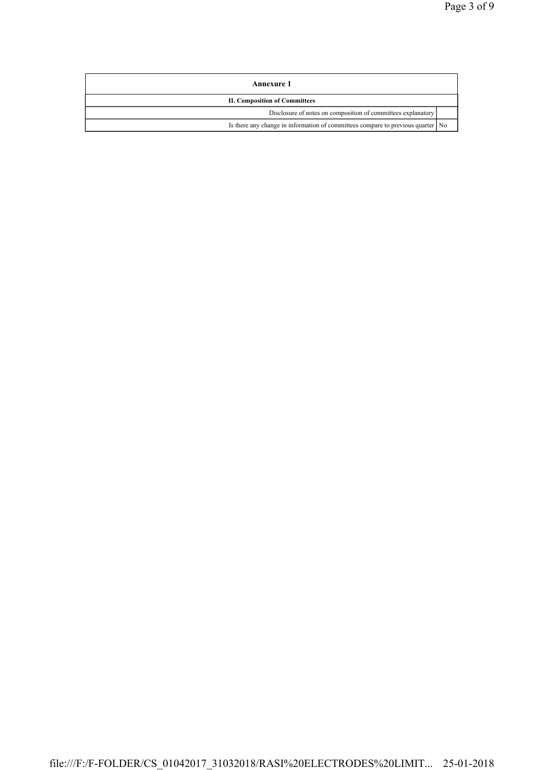| Annexure 1 | |
|---|---|
| **II. Composition of Committees** | |
| Disclosure of notes on composition of committees explanatory | |
| Is there any change in information of committees compare to previous quarter | No |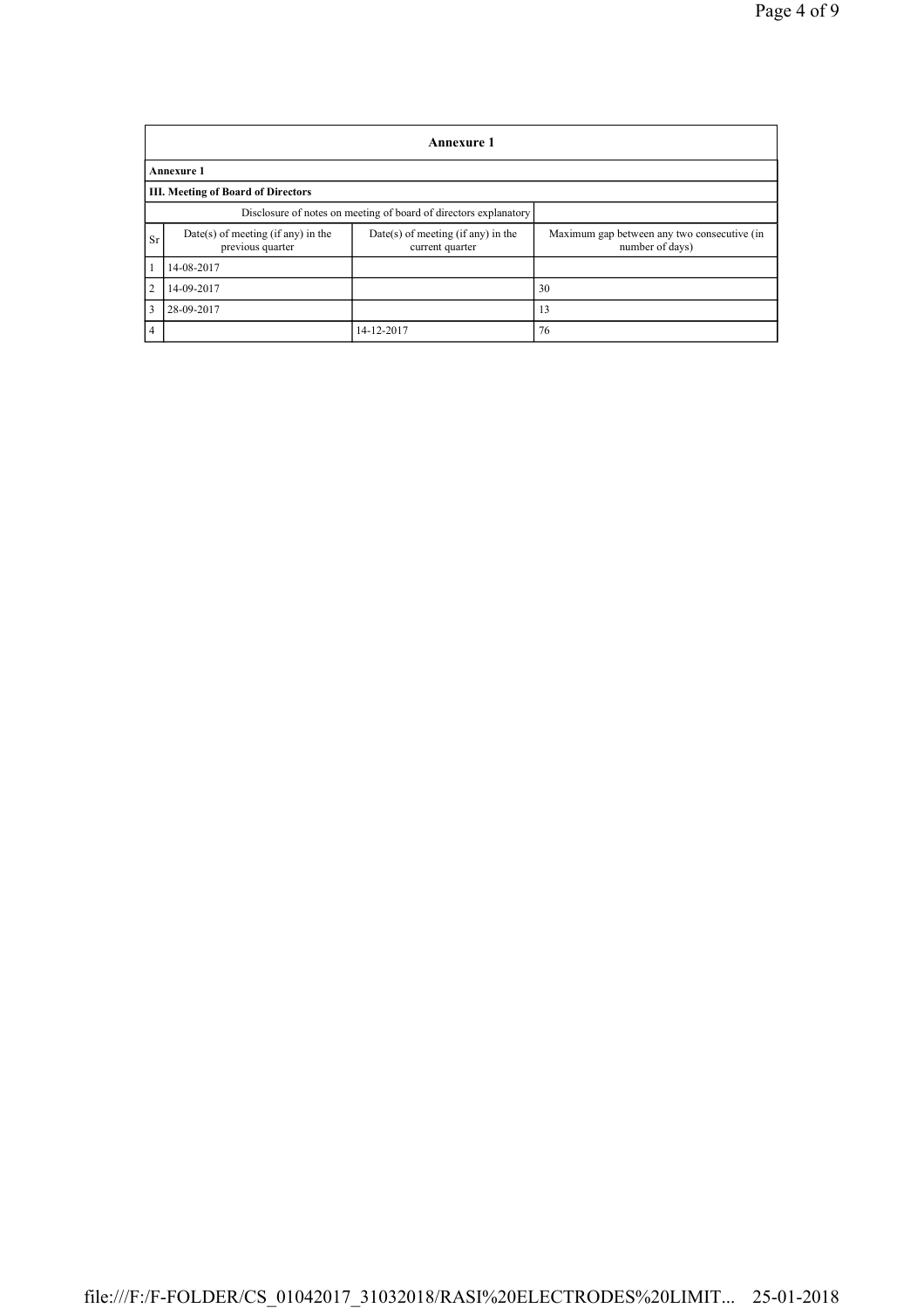| Annexure 1 | | | |
|---|---|---|---|
| **Annexure 1** | | | |
| **III. Meeting of Board of Directors** | | | |
| Disclosure of notes on meeting of board of directors explanatory | | | |
| Sr | Date(s) of meeting (if any) in the previous quarter | Date(s) of meeting (if any) in the current quarter | Maximum gap between any two consecutive (in number of days) |
| 1 | 14-08-2017 | | |
| 2 | 14-09-2017 | | 30 |
| 3 | 28-09-2017 | | 13 |
| 4 | | 14-12-2017 | 76 |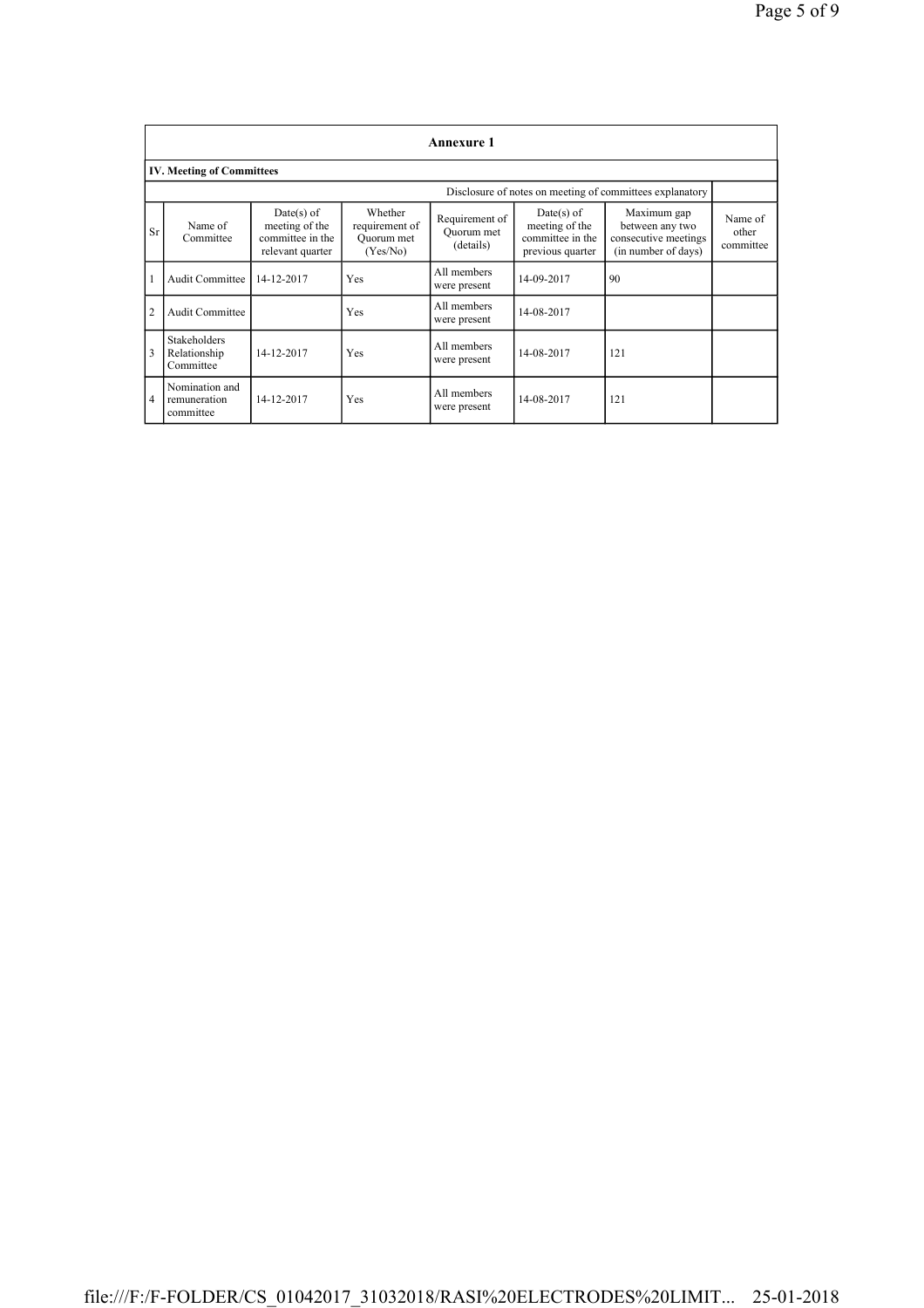# Annexure 1

## IV. Meeting of Committees

Disclosure of notes on meeting of committees explanatory

| Sr | Name of Committee | Date(s) of meeting of the committee in the relevant quarter | Whether requirement of Quorum met (Yes/No) | Requirement of Quorum met (details) | Date(s) of meeting of the committee in the previous quarter | Maximum gap between any two consecutive meetings (in number of days) | Name of other committee |
|---|---|---|---|---|---|---|---|
| 1 | Audit Committee | 14-12-2017 | Yes | All members were present | 14-09-2017 | 90 | |
| 2 | Audit Committee | | Yes | All members were present | 14-08-2017 | | |
| 3 | Stakeholders Relationship Committee | 14-12-2017 | Yes | All members were present | 14-08-2017 | 121 | |
| 4 | Nomination and remuneration committee | 14-12-2017 | Yes | All members were present | 14-08-2017 | 121 | |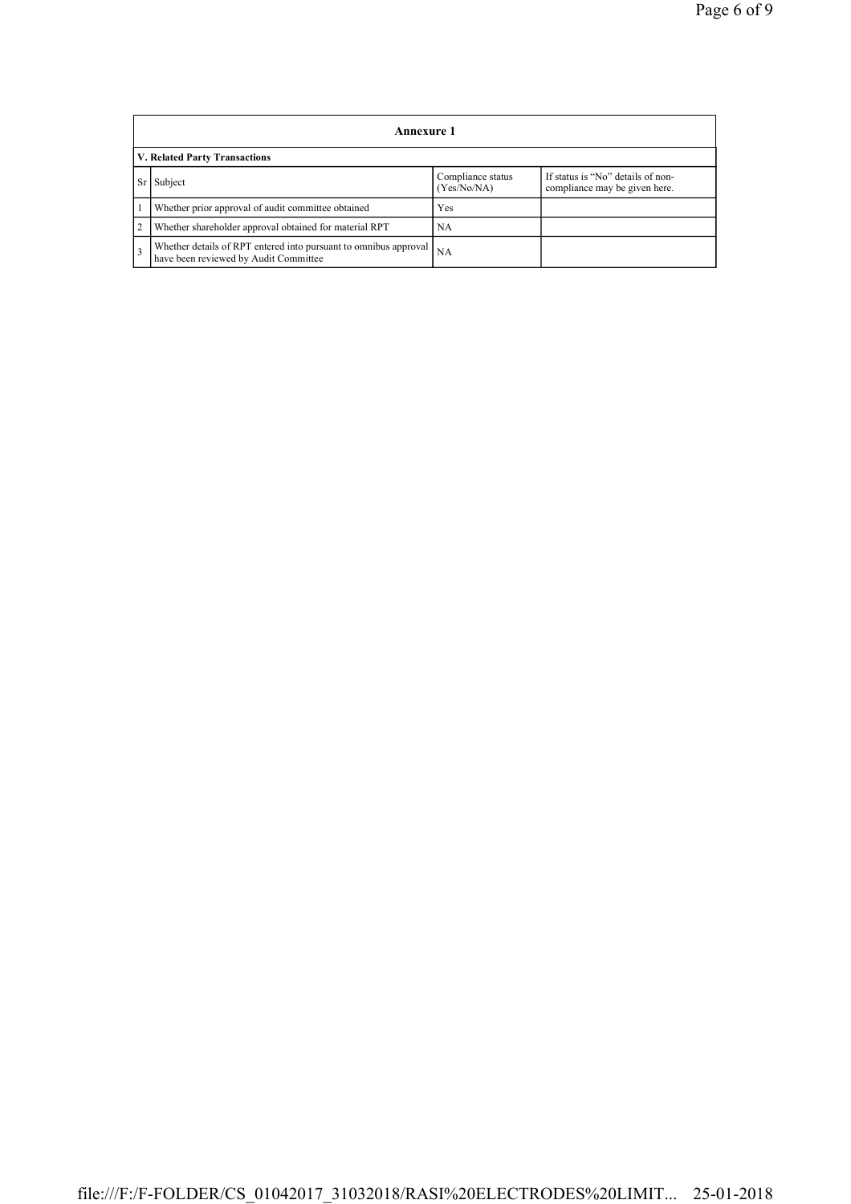## Annexure 1

**V. Related Party Transactions**

| Sr | Subject | Compliance status (Yes/No/NA) | If status is "No" details of non-compliance may be given here. |
|---|---|---|---|
| 1 | Whether prior approval of audit committee obtained | Yes | |
| 2 | Whether shareholder approval obtained for material RPT | NA | |
| 3 | Whether details of RPT entered into pursuant to omnibus approval have been reviewed by Audit Committee | NA | |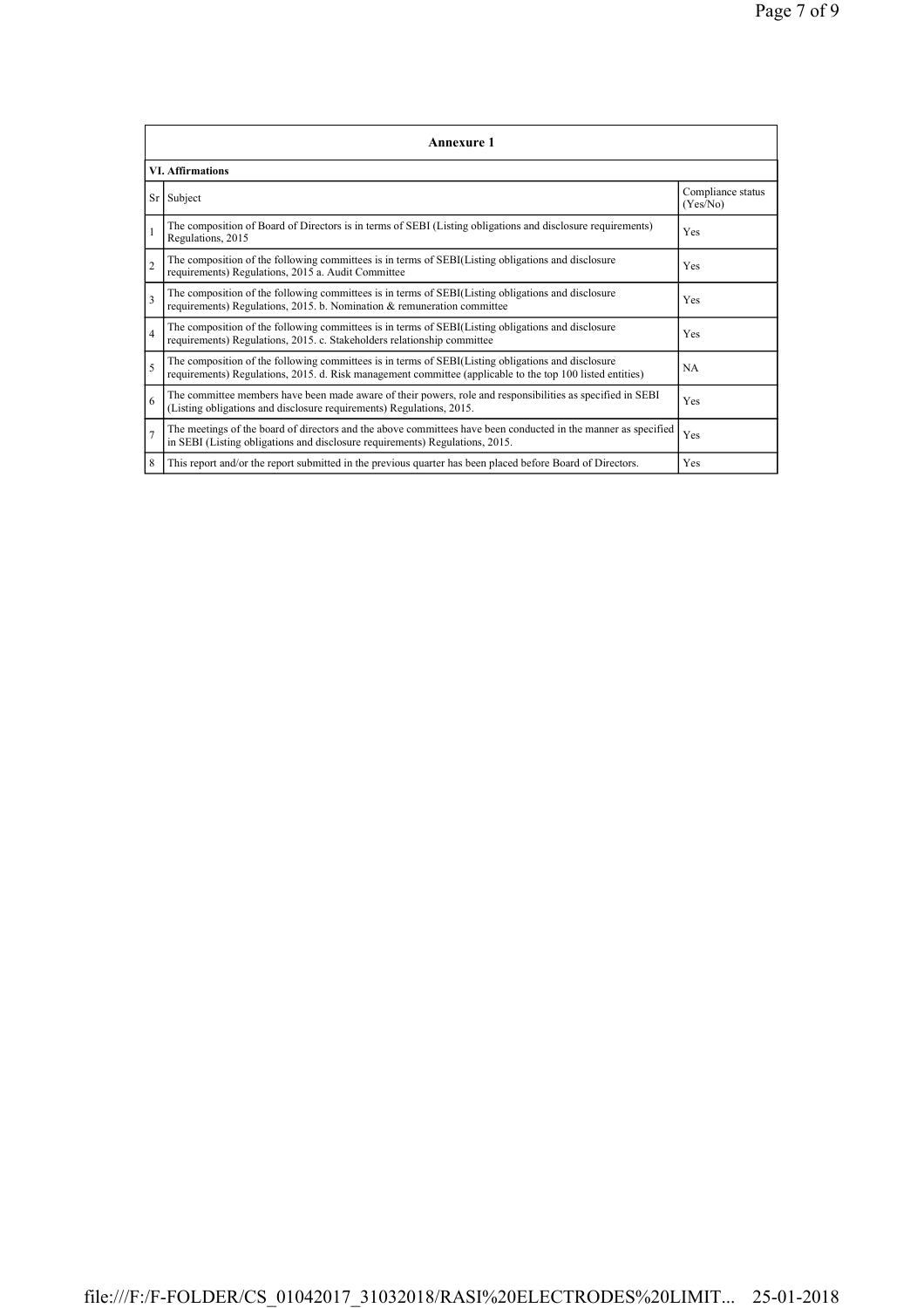## Annexure 1

### VI. Affirmations

| Sr | Subject | Compliance status (Yes/No) |
|---|---|---|
| 1 | The composition of Board of Directors is in terms of SEBI (Listing obligations and disclosure requirements) Regulations, 2015 | Yes |
| 2 | The composition of the following committees is in terms of SEBI(Listing obligations and disclosure requirements) Regulations, 2015 a. Audit Committee | Yes |
| 3 | The composition of the following committees is in terms of SEBI(Listing obligations and disclosure requirements) Regulations, 2015. b. Nomination & remuneration committee | Yes |
| 4 | The composition of the following committees is in terms of SEBI(Listing obligations and disclosure requirements) Regulations, 2015. c. Stakeholders relationship committee | Yes |
| 5 | The composition of the following committees is in terms of SEBI(Listing obligations and disclosure requirements) Regulations, 2015. d. Risk management committee (applicable to the top 100 listed entities) | NA |
| 6 | The committee members have been made aware of their powers, role and responsibilities as specified in SEBI (Listing obligations and disclosure requirements) Regulations, 2015. | Yes |
| 7 | The meetings of the board of directors and the above committees have been conducted in the manner as specified in SEBI (Listing obligations and disclosure requirements) Regulations, 2015. | Yes |
| 8 | This report and/or the report submitted in the previous quarter has been placed before Board of Directors. | Yes |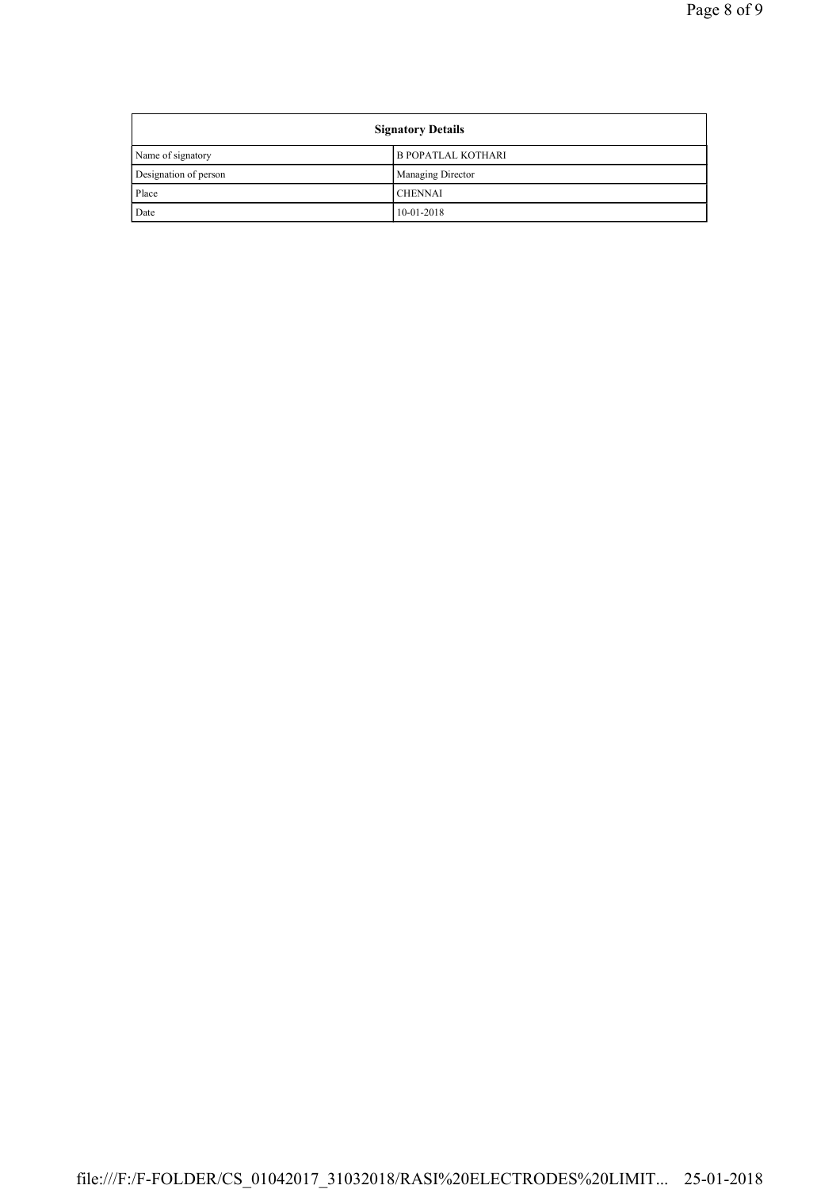| Signatory Details | |
|---|---|
| Name of signatory | B POPATLAL KOTHARI |
| Designation of person | Managing Director |
| Place | CHENNAI |
| Date | 10-01-2018 |